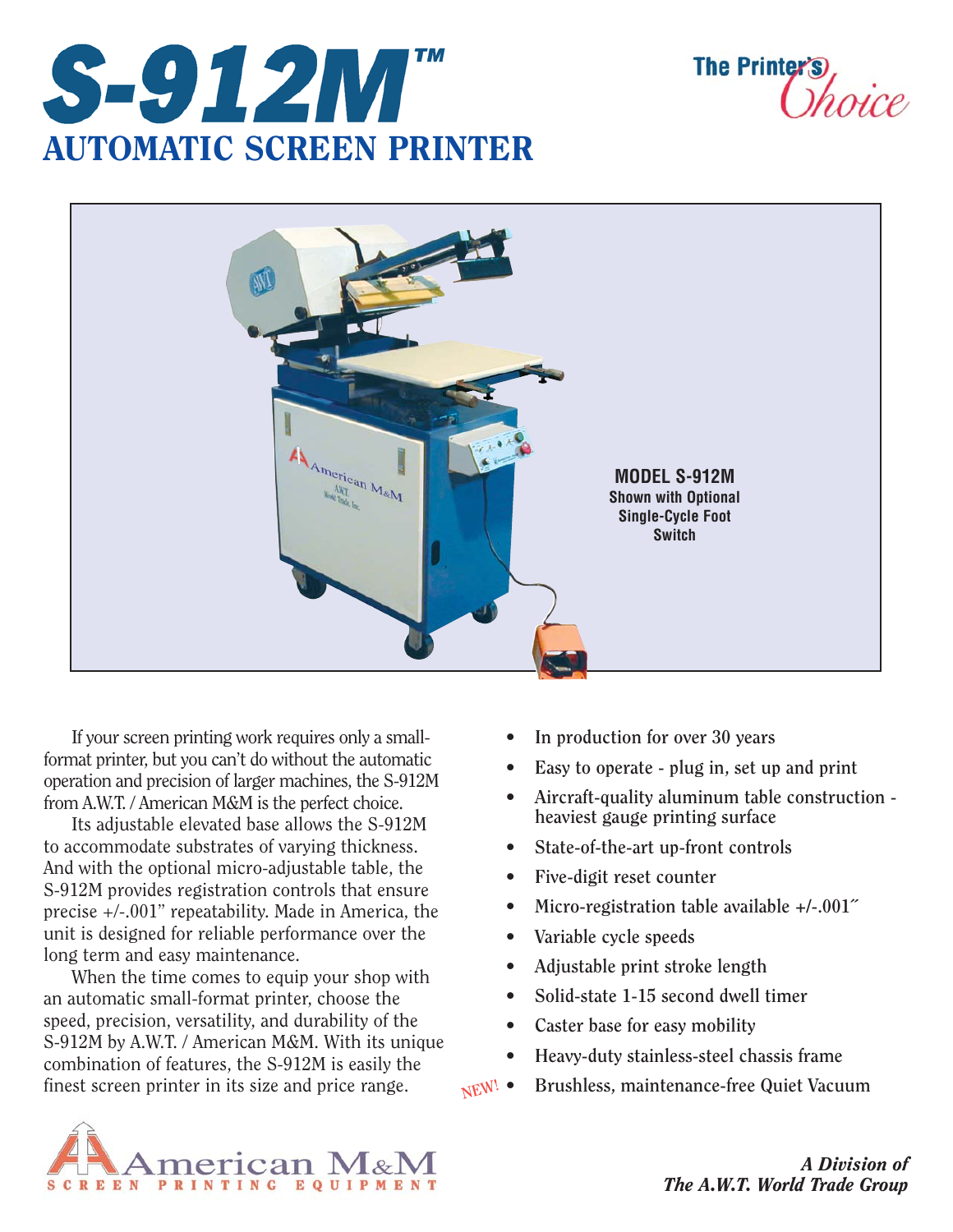# S-912M™

## AUTOMATIC SCREEN PRINTER

The Printer's Choice

**MODEL S-912M**
**Shown with Optional Single-Cycle Foot Switch**

If your screen printing work requires only a small-format printer, but you can't do without the automatic operation and precision of larger machines, the S-912M from A.W.T. / American M&M is the perfect choice.

Its adjustable elevated base allows the S-912M to accommodate substrates of varying thickness. And with the optional micro-adjustable table, the S-912M provides registration controls that ensure precise +/-.001" repeatability. Made in America, the unit is designed for reliable performance over the long term and easy maintenance.

When the time comes to equip your shop with an automatic small-format printer, choose the speed, precision, versatility, and durability of the S-912M by A.W.T. / American M&M. With its unique combination of features, the S-912M is easily the finest screen printer in its size and price range.

- In production for over 30 years
- Easy to operate - plug in, set up and print
- Aircraft-quality aluminum table construction - heaviest gauge printing surface
- State-of-the-art up-front controls
- Five-digit reset counter
- Micro-registration table available +/-.001″
- Variable cycle speeds
- Adjustable print stroke length
- Solid-state 1-15 second dwell timer
- Caster base for easy mobility
- Heavy-duty stainless-steel chassis frame
- NEW! Brushless, maintenance-free Quiet Vacuum

American M&M SCREEN PRINTING EQUIPMENT

***A Division of The A.W.T. World Trade Group***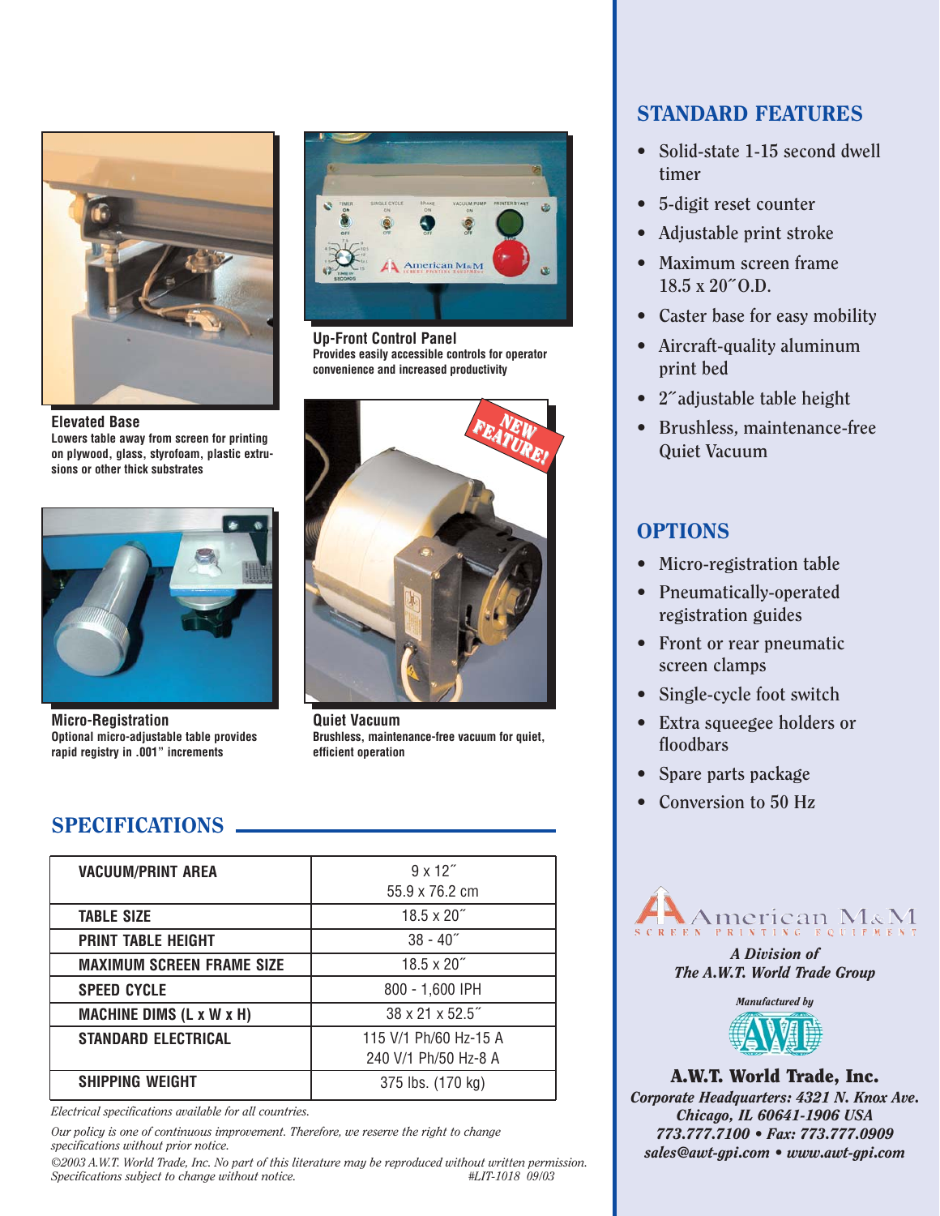**Elevated Base**
Lowers table away from screen for printing on plywood, glass, styrofoam, plastic extrusions or other thick substrates

**Up-Front Control Panel**
Provides easily accessible controls for operator convenience and increased productivity

**Micro-Registration**
Optional micro-adjustable table provides rapid registry in .001" increments

**Quiet Vacuum**
Brushless, maintenance-free vacuum for quiet, efficient operation

## SPECIFICATIONS

| | |
|---|---|
| VACUUM/PRINT AREA | 9 x 12˝<br>55.9 x 76.2 cm |
| TABLE SIZE | 18.5 x 20˝ |
| PRINT TABLE HEIGHT | 38 - 40˝ |
| MAXIMUM SCREEN FRAME SIZE | 18.5 x 20˝ |
| SPEED CYCLE | 800 - 1,600 IPH |
| MACHINE DIMS (L x W x H) | 38 x 21 x 52.5˝ |
| STANDARD ELECTRICAL | 115 V/1 Ph/60 Hz-15 A<br>240 V/1 Ph/50 Hz-8 A |
| SHIPPING WEIGHT | 375 lbs. (170 kg) |

*Electrical specifications available for all countries.*

*Our policy is one of continuous improvement. Therefore, we reserve the right to change specifications without prior notice.*

*©2003 A.W.T. World Trade, Inc. No part of this literature may be reproduced without written permission. Specifications subject to change without notice.* *#LIT-1018 09/03*

## STANDARD FEATURES

- Solid-state 1-15 second dwell timer
- 5-digit reset counter
- Adjustable print stroke
- Maximum screen frame 18.5 x 20˝O.D.
- Caster base for easy mobility
- Aircraft-quality aluminum print bed
- 2˝adjustable table height
- Brushless, maintenance-free Quiet Vacuum

## OPTIONS

- Micro-registration table
- Pneumatically-operated registration guides
- Front or rear pneumatic screen clamps
- Single-cycle foot switch
- Extra squeegee holders or floodbars
- Spare parts package
- Conversion to 50 Hz

American M&M
SCREEN PRINTING EQUIPMENT

*A Division of*
*The A.W.T. World Trade Group*

*Manufactured by*

AWT

**A.W.T. World Trade, Inc.**
***Corporate Headquarters: 4321 N. Knox Ave. Chicago, IL 60641-1906 USA***
***773.777.7100 • Fax: 773.777.0909***
***sales@awt-gpi.com • www.awt-gpi.com***